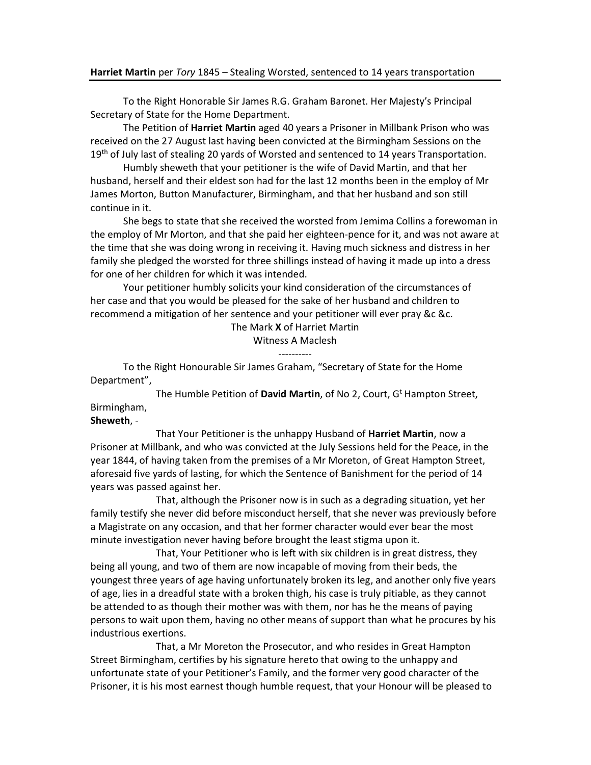**Harriet Martin** per *Tory* 1845 – Stealing Worsted, sentenced to 14 years transportation

To the Right Honorable Sir James R.G. Graham Baronet. Her Majesty's Principal Secretary of State for the Home Department.

The Petition of **Harriet Martin** aged 40 years a Prisoner in Millbank Prison who was received on the 27 August last having been convicted at the Birmingham Sessions on the 19th of July last of stealing 20 yards of Worsted and sentenced to 14 years Transportation.

Humbly sheweth that your petitioner is the wife of David Martin, and that her husband, herself and their eldest son had for the last 12 months been in the employ of Mr James Morton, Button Manufacturer, Birmingham, and that her husband and son still continue in it.

She begs to state that she received the worsted from Jemima Collins a forewoman in the employ of Mr Morton, and that she paid her eighteen-pence for it, and was not aware at the time that she was doing wrong in receiving it. Having much sickness and distress in her family she pledged the worsted for three shillings instead of having it made up into a dress for one of her children for which it was intended.

Your petitioner humbly solicits your kind consideration of the circumstances of her case and that you would be pleased for the sake of her husband and children to recommend a mitigation of her sentence and your petitioner will ever pray &c &c.

The Mark **X** of Harriet Martin

Witness A Maclesh

----------

To the Right Honourable Sir James Graham, "Secretary of State for the Home Department",

The Humble Petition of **David Martin**, of No 2, Court, Gt Hampton Street, Birmingham,

**Sheweth**, -

That Your Petitioner is the unhappy Husband of **Harriet Martin**, now a Prisoner at Millbank, and who was convicted at the July Sessions held for the Peace, in the year 1844, of having taken from the premises of a Mr Moreton, of Great Hampton Street, aforesaid five yards of lasting, for which the Sentence of Banishment for the period of 14 years was passed against her.

That, although the Prisoner now is in such as a degrading situation, yet her family testify she never did before misconduct herself, that she never was previously before a Magistrate on any occasion, and that her former character would ever bear the most minute investigation never having before brought the least stigma upon it.

That, Your Petitioner who is left with six children is in great distress, they being all young, and two of them are now incapable of moving from their beds, the youngest three years of age having unfortunately broken its leg, and another only five years of age, lies in a dreadful state with a broken thigh, his case is truly pitiable, as they cannot be attended to as though their mother was with them, nor has he the means of paying persons to wait upon them, having no other means of support than what he procures by his industrious exertions.

That, a Mr Moreton the Prosecutor, and who resides in Great Hampton Street Birmingham, certifies by his signature hereto that owing to the unhappy and unfortunate state of your Petitioner's Family, and the former very good character of the Prisoner, it is his most earnest though humble request, that your Honour will be pleased to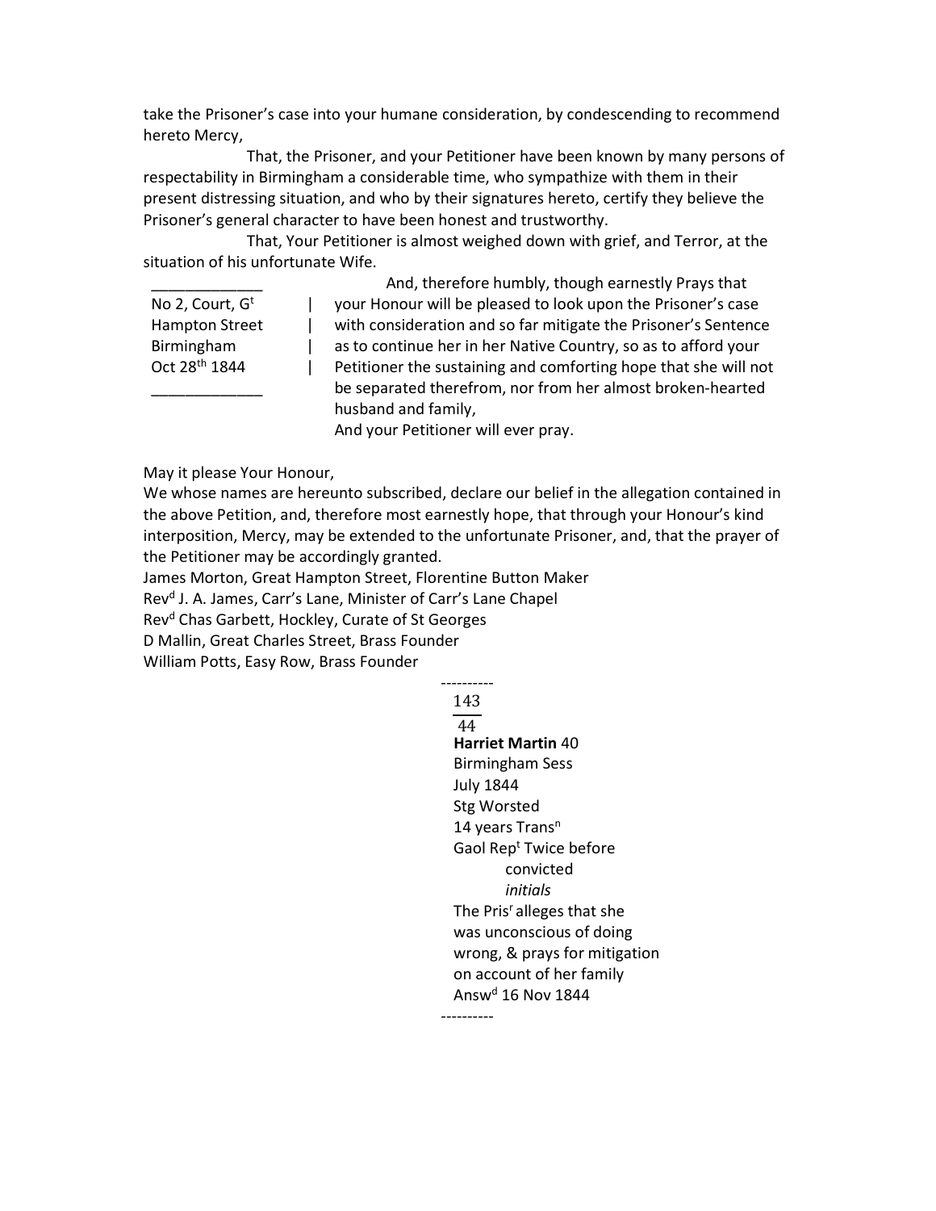take the Prisoner's case into your humane consideration, by condescending to recommend hereto Mercy,

That, the Prisoner, and your Petitioner have been known by many persons of respectability in Birmingham a considerable time, who sympathize with them in their present distressing situation, and who by their signatures hereto, certify they believe the Prisoner's general character to have been honest and trustworthy.

That, Your Petitioner is almost weighed down with grief, and Terror, at the situation of his unfortunate Wife.

And, therefore humbly, though earnestly Prays that your Honour will be pleased to look upon the Prisoner's case with consideration and so far mitigate the Prisoner's Sentence as to continue her in her Native Country, so as to afford your Petitioner the sustaining and comforting hope that she will not be separated therefrom, nor from her almost broken-hearted husband and family,
And your Petitioner will ever pray.

No 2, Court, G[t]
Hampton Street
Birmingham
Oct 28[th] 1844

May it please Your Honour,
We whose names are hereunto subscribed, declare our belief in the allegation contained in the above Petition, and, therefore most earnestly hope, that through your Honour's kind interposition, Mercy, may be extended to the unfortunate Prisoner, and, that the prayer of the Petitioner may be accordingly granted.
James Morton, Great Hampton Street, Florentine Button Maker
Rev[d] J. A. James, Carr's Lane, Minister of Carr's Lane Chapel
Rev[d] Chas Garbett, Hockley, Curate of St Georges
D Mallin, Great Charles Street, Brass Founder
William Potts, Easy Row, Brass Founder

----------

$\frac{143}{44}$
**Harriet Martin** 40
Birmingham Sess
July 1844
Stg Worsted
14 years Trans[n]
Gaol Rep[t] Twice before
convicted
*initials*
The Pris[r] alleges that she
was unconscious of doing
wrong, & prays for mitigation
on account of her family
Answ[d] 16 Nov 1844

----------